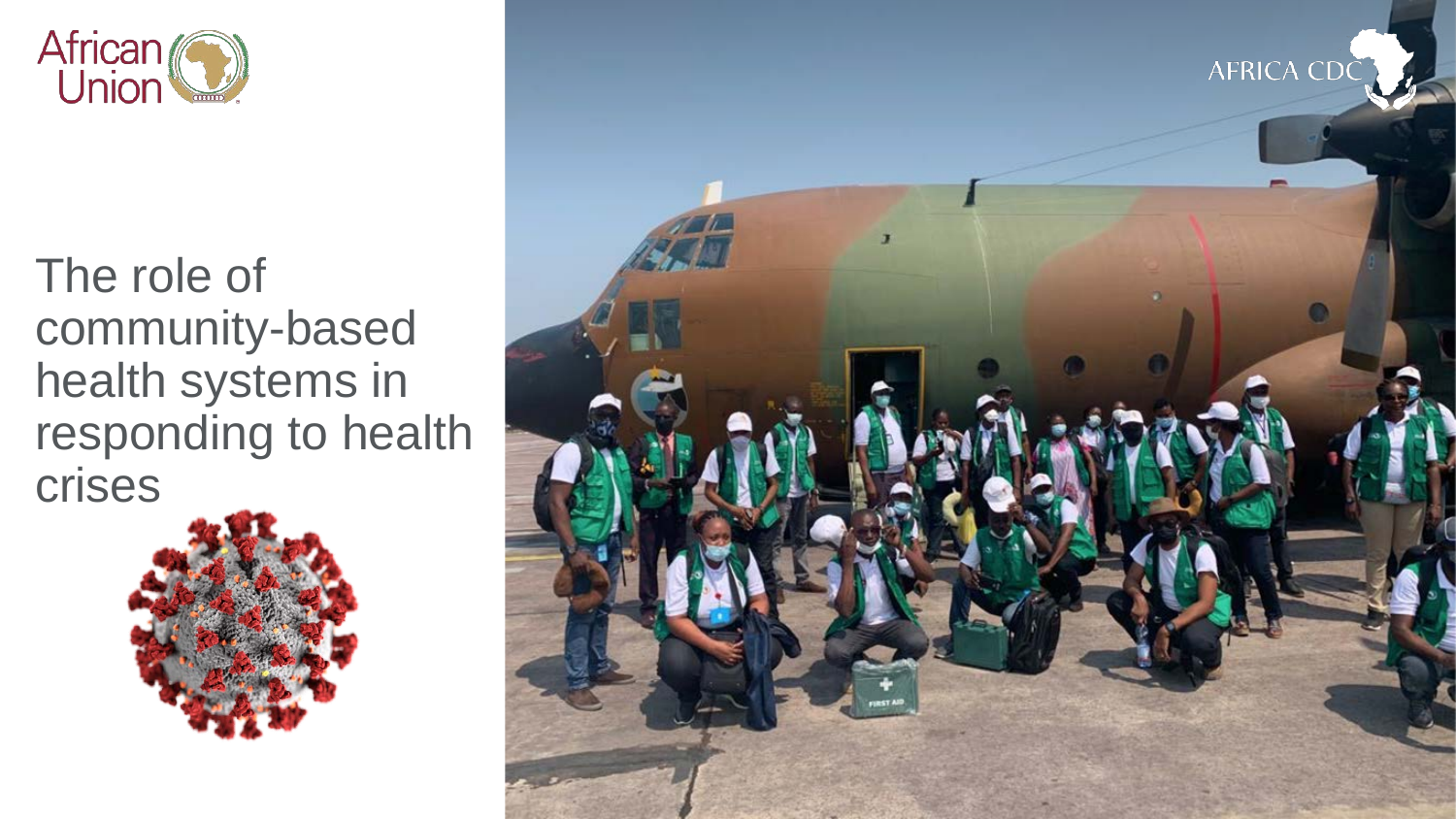African Union

# The role of community-based health systems in responding to health crises

AFRICA CDC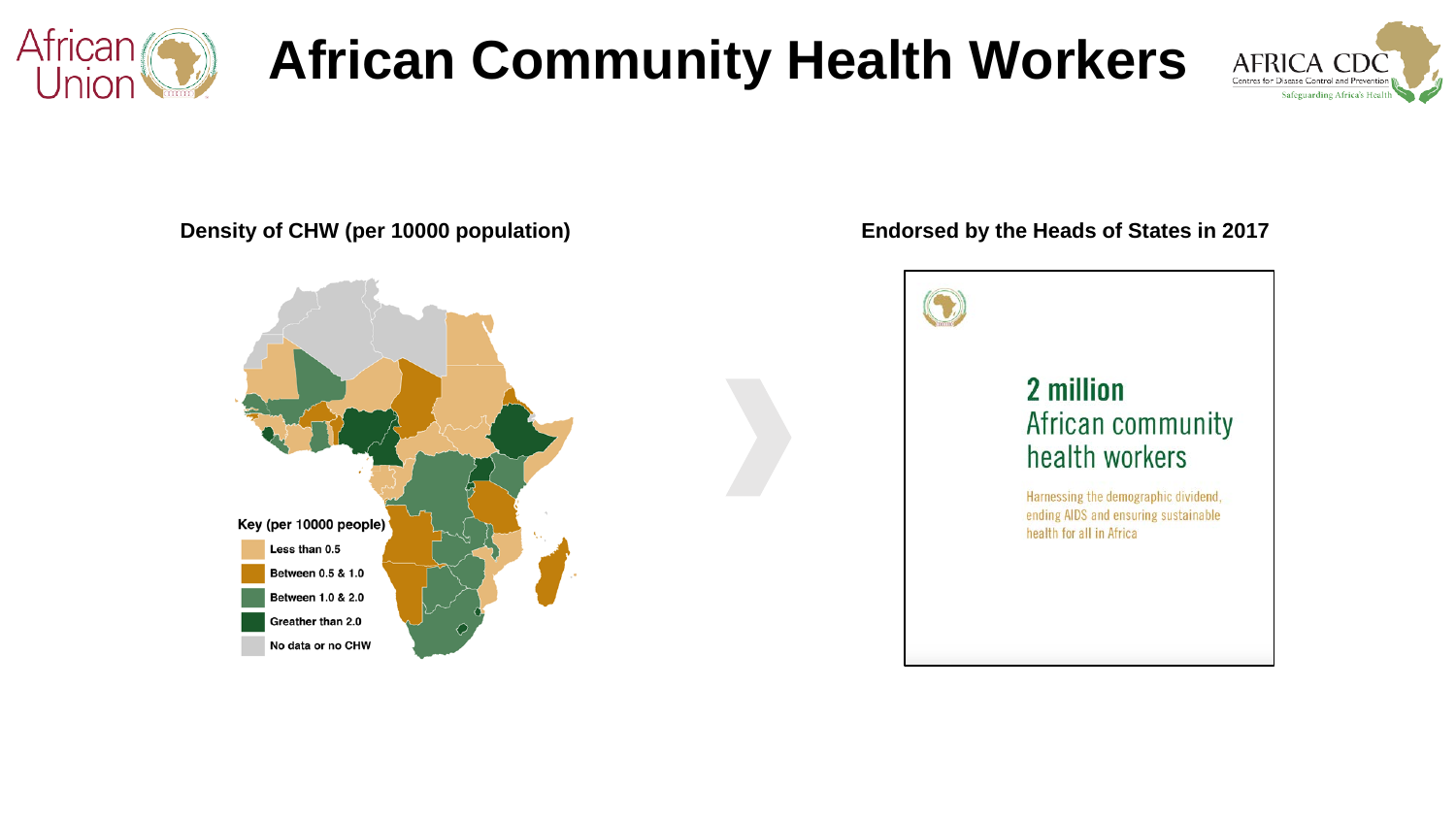# African Community Health Workers

**Density of CHW (per 10000 population)**

Key (per 10000 people)

- Less than 0.5
- Between 0.5 & 1.0
- Between 1.0 & 2.0
- Greather than 2.0
- No data or no CHW

**Endorsed by the Heads of States in 2017**

## 2 million
African community health workers

Harnessing the demographic dividend, ending AIDS and ensuring sustainable health for all in Africa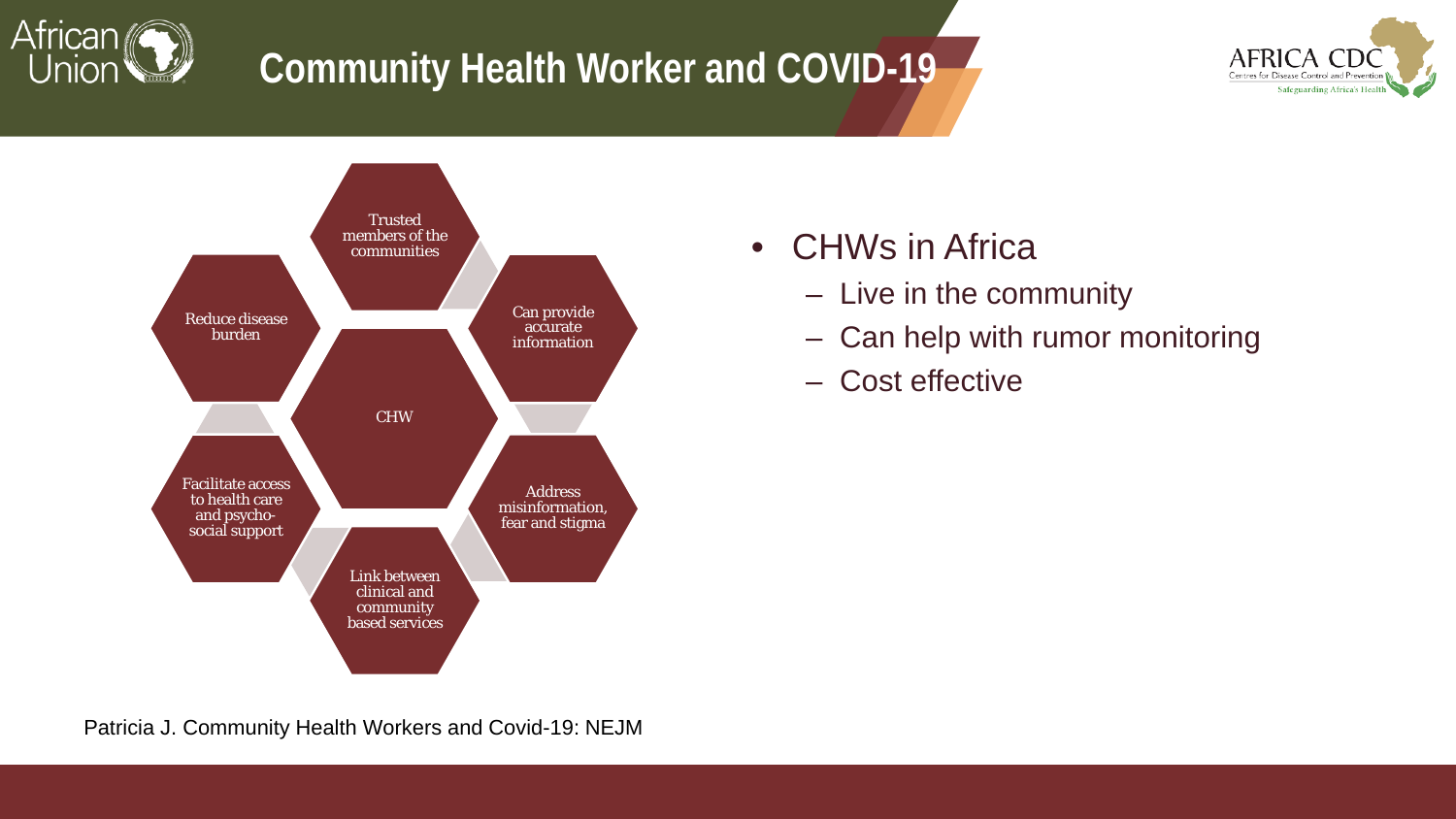# Community Health Worker and COVID-19

- CHW
- Trusted members of the communities
- Can provide accurate information
- Address misinformation, fear and stigma
- Link between clinical and community based services
- Facilitate access to health care and psycho-social support
- Reduce disease burden

- CHWs in Africa
  - Live in the community
  - Can help with rumor monitoring
  - Cost effective

Patricia J. Community Health Workers and Covid-19: NEJM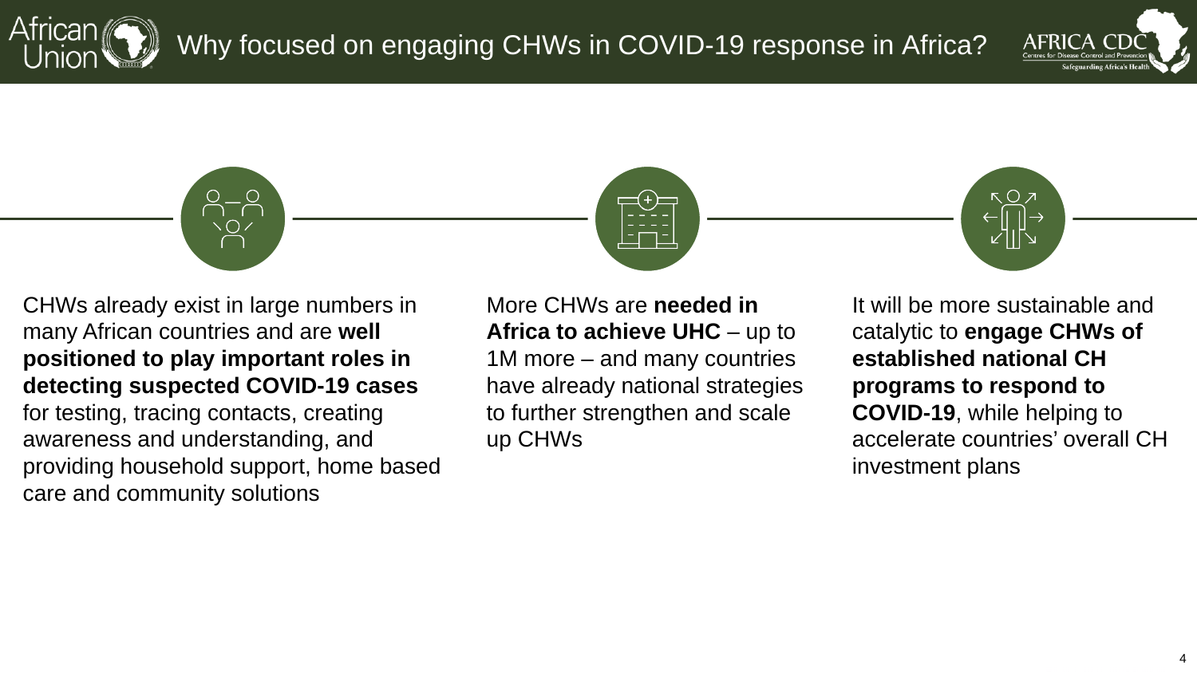# Why focused on engaging CHWs in COVID-19 response in Africa?

CHWs already exist in large numbers in many African countries and are **well positioned to play important roles in detecting suspected COVID-19 cases** for testing, tracing contacts, creating awareness and understanding, and providing household support, home based care and community solutions

More CHWs are **needed in Africa to achieve UHC** – up to 1M more – and many countries have already national strategies to further strengthen and scale up CHWs

It will be more sustainable and catalytic to **engage CHWs of established national CH programs to respond to COVID-19**, while helping to accelerate countries' overall CH investment plans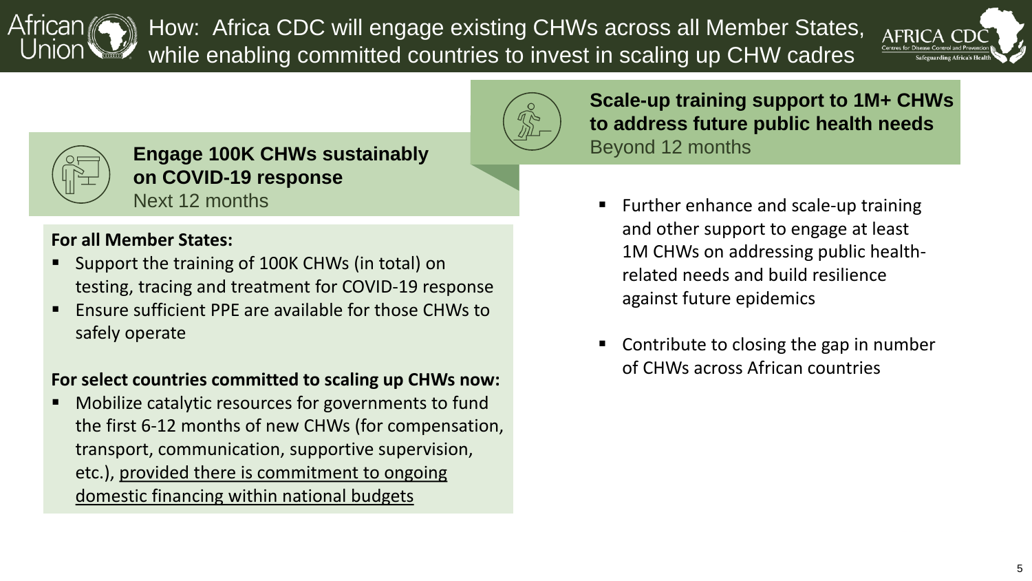# How: Africa CDC will engage existing CHWs across all Member States, while enabling committed countries to invest in scaling up CHW cadres

## Engage 100K CHWs sustainably on COVID-19 response

Next 12 months

**For all Member States:**

- Support the training of 100K CHWs (in total) on testing, tracing and treatment for COVID-19 response
- Ensure sufficient PPE are available for those CHWs to safely operate

**For select countries committed to scaling up CHWs now:**

- Mobilize catalytic resources for governments to fund the first 6-12 months of new CHWs (for compensation, transport, communication, supportive supervision, etc.), provided there is commitment to ongoing domestic financing within national budgets

## Scale-up training support to 1M+ CHWs to address future public health needs

Beyond 12 months

- Further enhance and scale-up training and other support to engage at least 1M CHWs on addressing public health-related needs and build resilience against future epidemics
- Contribute to closing the gap in number of CHWs across African countries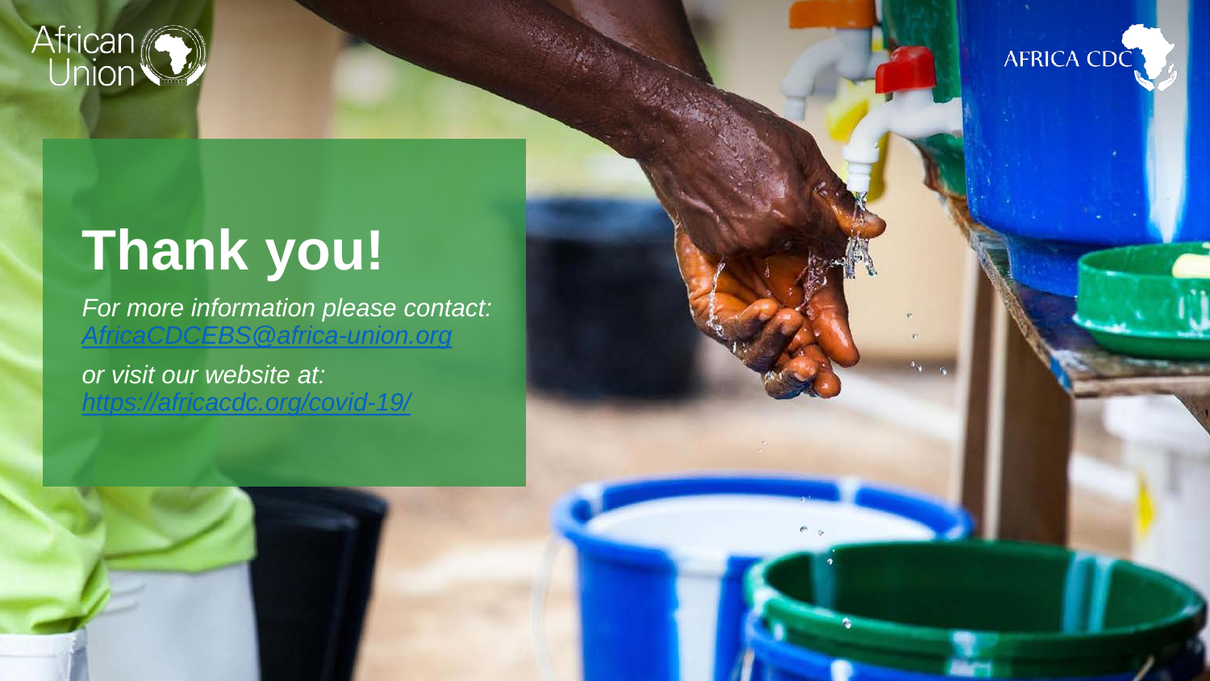African Union

AFRICA CDC

# Thank you!

*For more information please contact:*
*AfricaCDCEBS@africa-union.org*

*or visit our website at:*
*https://africacdc.org/covid-19/*